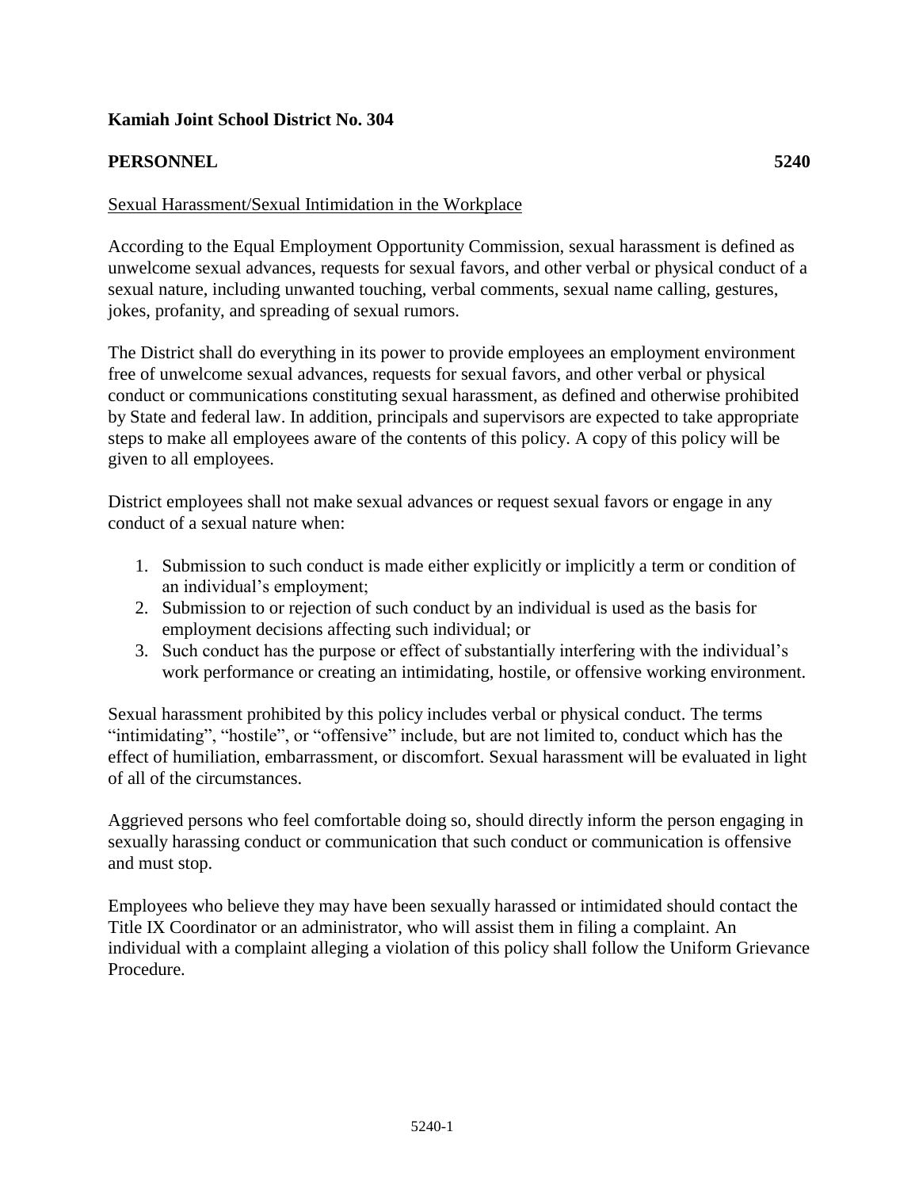**Kamiah Joint School District No. 304**

**PERSONNEL** **5240**

Sexual Harassment/Sexual Intimidation in the Workplace

According to the Equal Employment Opportunity Commission, sexual harassment is defined as unwelcome sexual advances, requests for sexual favors, and other verbal or physical conduct of a sexual nature, including unwanted touching, verbal comments, sexual name calling, gestures, jokes, profanity, and spreading of sexual rumors.

The District shall do everything in its power to provide employees an employment environment free of unwelcome sexual advances, requests for sexual favors, and other verbal or physical conduct or communications constituting sexual harassment, as defined and otherwise prohibited by State and federal law. In addition, principals and supervisors are expected to take appropriate steps to make all employees aware of the contents of this policy. A copy of this policy will be given to all employees.

District employees shall not make sexual advances or request sexual favors or engage in any conduct of a sexual nature when:

1. Submission to such conduct is made either explicitly or implicitly a term or condition of an individual's employment;
2. Submission to or rejection of such conduct by an individual is used as the basis for employment decisions affecting such individual; or
3. Such conduct has the purpose or effect of substantially interfering with the individual's work performance or creating an intimidating, hostile, or offensive working environment.

Sexual harassment prohibited by this policy includes verbal or physical conduct. The terms "intimidating", "hostile", or "offensive" include, but are not limited to, conduct which has the effect of humiliation, embarrassment, or discomfort. Sexual harassment will be evaluated in light of all of the circumstances.

Aggrieved persons who feel comfortable doing so, should directly inform the person engaging in sexually harassing conduct or communication that such conduct or communication is offensive and must stop.

Employees who believe they may have been sexually harassed or intimidated should contact the Title IX Coordinator or an administrator, who will assist them in filing a complaint. An individual with a complaint alleging a violation of this policy shall follow the Uniform Grievance Procedure.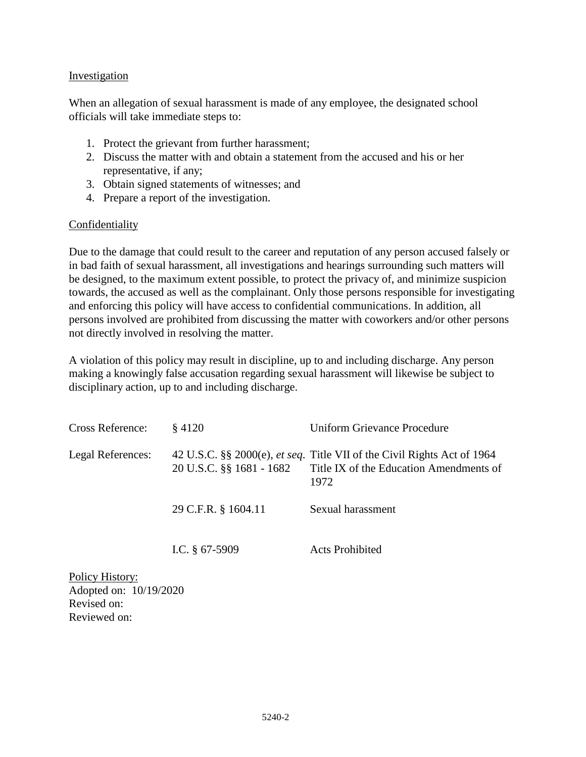<u>Investigation</u>

When an allegation of sexual harassment is made of any employee, the designated school officials will take immediate steps to:

1. Protect the grievant from further harassment;
2. Discuss the matter with and obtain a statement from the accused and his or her representative, if any;
3. Obtain signed statements of witnesses; and
4. Prepare a report of the investigation.

<u>Confidentiality</u>

Due to the damage that could result to the career and reputation of any person accused falsely or in bad faith of sexual harassment, all investigations and hearings surrounding such matters will be designed, to the maximum extent possible, to protect the privacy of, and minimize suspicion towards, the accused as well as the complainant. Only those persons responsible for investigating and enforcing this policy will have access to confidential communications. In addition, all persons involved are prohibited from discussing the matter with coworkers and/or other persons not directly involved in resolving the matter.

A violation of this policy may result in discipline, up to and including discharge. Any person making a knowingly false accusation regarding sexual harassment will likewise be subject to disciplinary action, up to and including discharge.

| | | |
|---|---|---|
| Cross Reference: | § 4120 | Uniform Grievance Procedure |
| Legal References: | 42 U.S.C. §§ 2000(e), *et seq.* | Title VII of the Civil Rights Act of 1964 |
| | 20 U.S.C. §§ 1681 - 1682 | Title IX of the Education Amendments of 1972 |
| | 29 C.F.R. § 1604.11 | Sexual harassment |
| | I.C. § 67-5909 | Acts Prohibited |

<u>Policy History:</u>
Adopted on: 10/19/2020
Revised on:
Reviewed on: